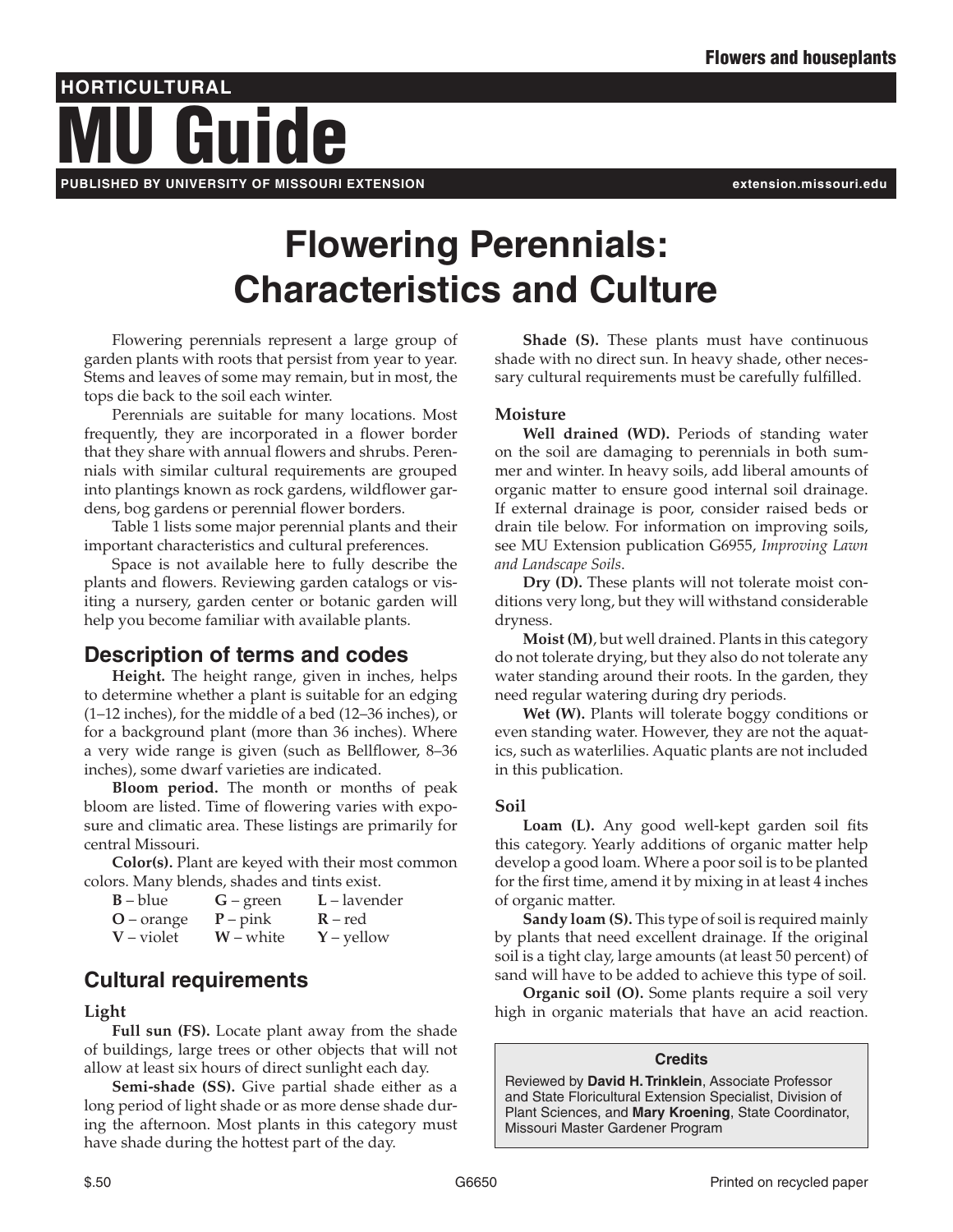# Flowering Perennials: Characteristics and Culture

Flowering perennials represent a large group of garden plants with roots that persist from year to year. Stems and leaves of some may remain, but in most, the tops die back to the soil each winter.

Perennials are suitable for many locations. Most frequently, they are incorporated in a flower border that they share with annual flowers and shrubs. Perennials with similar cultural requirements are grouped into plantings known as rock gardens, wildflower gardens, bog gardens or perennial flower borders.

Table 1 lists some major perennial plants and their important characteristics and cultural preferences.

Space is not available here to fully describe the plants and flowers. Reviewing garden catalogs or visiting a nursery, garden center or botanic garden will help you become familiar with available plants.

## Description of terms and codes

**Height.** The height range, given in inches, helps to determine whether a plant is suitable for an edging (1–12 inches), for the middle of a bed (12–36 inches), or for a background plant (more than 36 inches). Where a very wide range is given (such as Bellflower, 8–36 inches), some dwarf varieties are indicated.

**Bloom period.** The month or months of peak bloom are listed. Time of flowering varies with exposure and climatic area. These listings are primarily for central Missouri.

**Color(s).** Plant are keyed with their most common colors. Many blends, shades and tints exist.

| | | |
|---|---|---|
| **B** – blue | **G** – green | **L** – lavender |
| **O** – orange | **P** – pink | **R** – red |
| **V** – violet | **W** – white | **Y** – yellow |

## Cultural requirements

### Light

**Full sun (FS).** Locate plant away from the shade of buildings, large trees or other objects that will not allow at least six hours of direct sunlight each day.

**Semi-shade (SS).** Give partial shade either as a long period of light shade or as more dense shade during the afternoon. Most plants in this category must have shade during the hottest part of the day.

**Shade (S).** These plants must have continuous shade with no direct sun. In heavy shade, other necessary cultural requirements must be carefully fulfilled.

### Moisture

**Well drained (WD).** Periods of standing water on the soil are damaging to perennials in both summer and winter. In heavy soils, add liberal amounts of organic matter to ensure good internal soil drainage. If external drainage is poor, consider raised beds or drain tile below. For information on improving soils, see MU Extension publication G6955, *Improving Lawn and Landscape Soils*.

**Dry (D).** These plants will not tolerate moist conditions very long, but they will withstand considerable dryness.

**Moist (M)**, but well drained. Plants in this category do not tolerate drying, but they also do not tolerate any water standing around their roots. In the garden, they need regular watering during dry periods.

**Wet (W).** Plants will tolerate boggy conditions or even standing water. However, they are not the aquatics, such as waterlilies. Aquatic plants are not included in this publication.

### Soil

**Loam (L).** Any good well-kept garden soil fits this category. Yearly additions of organic matter help develop a good loam. Where a poor soil is to be planted for the first time, amend it by mixing in at least 4 inches of organic matter.

**Sandy loam (S).** This type of soil is required mainly by plants that need excellent drainage. If the original soil is a tight clay, large amounts (at least 50 percent) of sand will have to be added to achieve this type of soil.

**Organic soil (O).** Some plants require a soil very high in organic materials that have an acid reaction.

**Credits**

Reviewed by **David H. Trinklein**, Associate Professor and State Floricultural Extension Specialist, Division of Plant Sciences, and **Mary Kroening**, State Coordinator, Missouri Master Gardener Program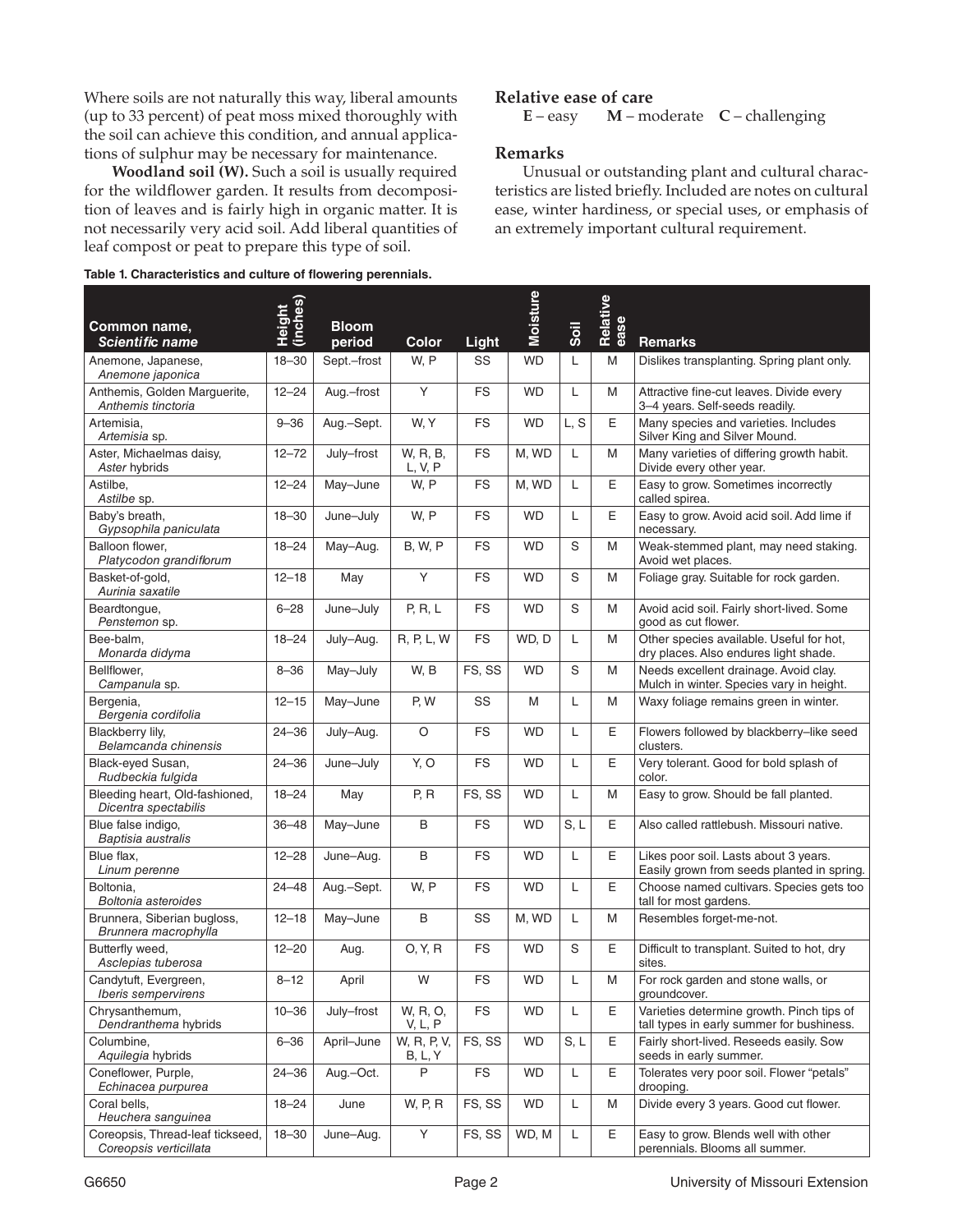Where soils are not naturally this way, liberal amounts (up to 33 percent) of peat moss mixed thoroughly with the soil can achieve this condition, and annual applications of sulphur may be necessary for maintenance.

**Woodland soil (W).** Such a soil is usually required for the wildflower garden. It results from decomposition of leaves and is fairly high in organic matter. It is not necessarily very acid soil. Add liberal quantities of leaf compost or peat to prepare this type of soil.

### Relative ease of care

**E** – easy **M** – moderate **C** – challenging

### Remarks

Unusual or outstanding plant and cultural characteristics are listed briefly. Included are notes on cultural ease, winter hardiness, or special uses, or emphasis of an extremely important cultural requirement.

**Table 1. Characteristics and culture of flowering perennials.**

| Common name, *Scientific name* | Height (inches) | Bloom period | Color | Light | Moisture | Soil | Relative ease | Remarks |
|---|---|---|---|---|---|---|---|---|
| Anemone, Japanese, *Anemone japonica* | 18–30 | Sept.–frost | W, P | SS | WD | L | M | Dislikes transplanting. Spring plant only. |
| Anthemis, Golden Marguerite, *Anthemis tinctoria* | 12–24 | Aug.–frost | Y | FS | WD | L | M | Attractive fine-cut leaves. Divide every 3–4 years. Self-seeds readily. |
| Artemisia, *Artemisia* sp. | 9–36 | Aug.–Sept. | W, Y | FS | WD | L, S | E | Many species and varieties. Includes Silver King and Silver Mound. |
| Aster, Michaelmas daisy, *Aster* hybrids | 12–72 | July–frost | W, R, B, L, V, P | FS | M, WD | L | M | Many varieties of differing growth habit. Divide every other year. |
| Astilbe, *Astilbe* sp. | 12–24 | May–June | W, P | FS | M, WD | L | E | Easy to grow. Sometimes incorrectly called spirea. |
| Baby's breath, *Gypsophila paniculata* | 18–30 | June–July | W, P | FS | WD | L | E | Easy to grow. Avoid acid soil. Add lime if necessary. |
| Balloon flower, *Platycodon grandiflorum* | 18–24 | May–Aug. | B, W, P | FS | WD | S | M | Weak-stemmed plant, may need staking. Avoid wet places. |
| Basket-of-gold, *Aurinia saxatile* | 12–18 | May | Y | FS | WD | S | M | Foliage gray. Suitable for rock garden. |
| Beardtongue, *Penstemon* sp. | 6–28 | June–July | P, R, L | FS | WD | S | M | Avoid acid soil. Fairly short-lived. Some good as cut flower. |
| Bee-balm, *Monarda didyma* | 18–24 | July–Aug. | R, P, L, W | FS | WD, D | L | M | Other species available. Useful for hot, dry places. Also endures light shade. |
| Bellflower, *Campanula* sp. | 8–36 | May–July | W, B | FS, SS | WD | S | M | Needs excellent drainage. Avoid clay. Mulch in winter. Species vary in height. |
| Bergenia, *Bergenia cordifolia* | 12–15 | May–June | P, W | SS | M | L | M | Waxy foliage remains green in winter. |
| Blackberry lily, *Belamcanda chinensis* | 24–36 | July–Aug. | O | FS | WD | L | E | Flowers followed by blackberry–like seed clusters. |
| Black-eyed Susan, *Rudbeckia fulgida* | 24–36 | June–July | Y, O | FS | WD | L | E | Very tolerant. Good for bold splash of color. |
| Bleeding heart, Old-fashioned, *Dicentra spectabilis* | 18–24 | May | P, R | FS, SS | WD | L | M | Easy to grow. Should be fall planted. |
| Blue false indigo, *Baptisia australis* | 36–48 | May–June | B | FS | WD | S, L | E | Also called rattlebush. Missouri native. |
| Blue flax, *Linum perenne* | 12–28 | June–Aug. | B | FS | WD | L | E | Likes poor soil. Lasts about 3 years. Easily grown from seeds planted in spring. |
| Boltonia, *Boltonia asteroides* | 24–48 | Aug.–Sept. | W, P | FS | WD | L | E | Choose named cultivars. Species gets too tall for most gardens. |
| Brunnera, Siberian bugloss, *Brunnera macrophylla* | 12–18 | May–June | B | SS | M, WD | L | M | Resembles forget-me-not. |
| Butterfly weed, *Asclepias tuberosa* | 12–20 | Aug. | O, Y, R | FS | WD | S | E | Difficult to transplant. Suited to hot, dry sites. |
| Candytuft, Evergreen, *Iberis sempervirens* | 8–12 | April | W | FS | WD | L | M | For rock garden and stone walls, or groundcover. |
| Chrysanthemum, *Dendranthema* hybrids | 10–36 | July–frost | W, R, O, V, L, P | FS | WD | L | E | Varieties determine growth. Pinch tips of tall types in early summer for bushiness. |
| Columbine, *Aquilegia* hybrids | 6–36 | April–June | W, R, P, V, B, L, Y | FS, SS | WD | S, L | E | Fairly short-lived. Reseeds easily. Sow seeds in early summer. |
| Coneflower, Purple, *Echinacea purpurea* | 24–36 | Aug.–Oct. | P | FS | WD | L | E | Tolerates very poor soil. Flower "petals" drooping. |
| Coral bells, *Heuchera sanguinea* | 18–24 | June | W, P, R | FS, SS | WD | L | M | Divide every 3 years. Good cut flower. |
| Coreopsis, Thread-leaf tickseed, *Coreopsis verticillata* | 18–30 | June–Aug. | Y | FS, SS | WD, M | L | E | Easy to grow. Blends well with other perennials. Blooms all summer. |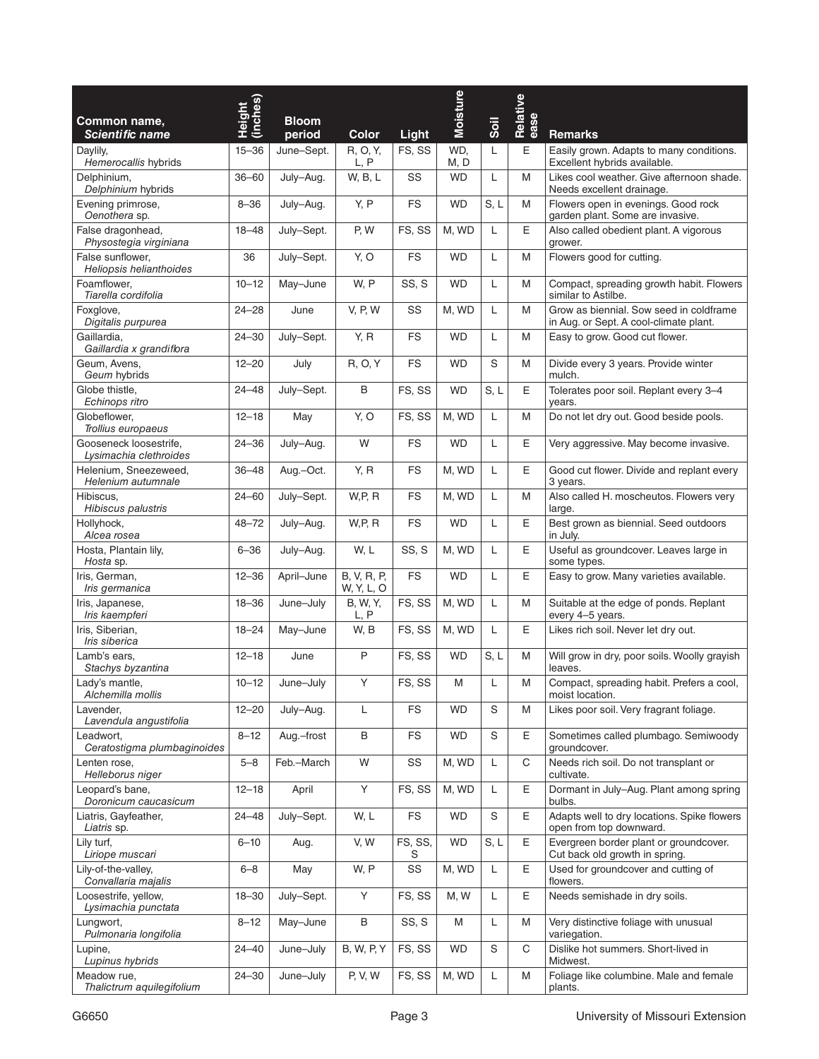| Common name, *Scientific name* | Height (inches) | Bloom period | Color | Light | Moisture | Soil | Relative ease | Remarks |
|---|---|---|---|---|---|---|---|---|
| Daylily, *Hemerocallis* hybrids | 15–36 | June–Sept. | R, O, Y, L, P | FS, SS | WD, M, D | L | E | Easily grown. Adapts to many conditions. Excellent hybrids available. |
| Delphinium, *Delphinium* hybrids | 36–60 | July–Aug. | W, B, L | SS | WD | L | M | Likes cool weather. Give afternoon shade. Needs excellent drainage. |
| Evening primrose, *Oenothera* sp. | 8–36 | July–Aug. | Y, P | FS | WD | S, L | M | Flowers open in evenings. Good rock garden plant. Some are invasive. |
| False dragonhead, *Physostegia virginiana* | 18–48 | July–Sept. | P, W | FS, SS | M, WD | L | E | Also called obedient plant. A vigorous grower. |
| False sunflower, *Heliopsis helianthoides* | 36 | July–Sept. | Y, O | FS | WD | L | M | Flowers good for cutting. |
| Foamflower, *Tiarella cordifolia* | 10–12 | May–June | W, P | SS, S | WD | L | M | Compact, spreading growth habit. Flowers similar to Astilbe. |
| Foxglove, *Digitalis purpurea* | 24–28 | June | V, P, W | SS | M, WD | L | M | Grow as biennial. Sow seed in coldframe in Aug. or Sept. A cool-climate plant. |
| Gaillardia, *Gaillardia x grandiflora* | 24–30 | July–Sept. | Y, R | FS | WD | L | M | Easy to grow. Good cut flower. |
| Geum, Avens, *Geum* hybrids | 12–20 | July | R, O, Y | FS | WD | S | M | Divide every 3 years. Provide winter mulch. |
| Globe thistle, *Echinops ritro* | 24–48 | July–Sept. | B | FS, SS | WD | S, L | E | Tolerates poor soil. Replant every 3–4 years. |
| Globeflower, *Trollius europaeus* | 12–18 | May | Y, O | FS, SS | M, WD | L | M | Do not let dry out. Good beside pools. |
| Gooseneck loosestrife, *Lysimachia clethroides* | 24–36 | July–Aug. | W | FS | WD | L | E | Very aggressive. May become invasive. |
| Helenium, Sneezeweed, *Helenium autumnale* | 36–48 | Aug.–Oct. | Y, R | FS | M, WD | L | E | Good cut flower. Divide and replant every 3 years. |
| Hibiscus, *Hibiscus palustris* | 24–60 | July–Sept. | W,P, R | FS | M, WD | L | M | Also called H. moscheutos. Flowers very large. |
| Hollyhock, *Alcea rosea* | 48–72 | July–Aug. | W,P, R | FS | WD | L | E | Best grown as biennial. Seed outdoors in July. |
| Hosta, Plantain lily, *Hosta* sp. | 6–36 | July–Aug. | W, L | SS, S | M, WD | L | E | Useful as groundcover. Leaves large in some types. |
| Iris, German, *Iris germanica* | 12–36 | April–June | B, V, R, P, W, Y, L, O | FS | WD | L | E | Easy to grow. Many varieties available. |
| Iris, Japanese, *Iris kaempferi* | 18–36 | June–July | B, W, Y, L, P | FS, SS | M, WD | L | M | Suitable at the edge of ponds. Replant every 4–5 years. |
| Iris, Siberian, *Iris siberica* | 18–24 | May–June | W, B | FS, SS | M, WD | L | E | Likes rich soil. Never let dry out. |
| Lamb's ears, *Stachys byzantina* | 12–18 | June | P | FS, SS | WD | S, L | M | Will grow in dry, poor soils. Woolly grayish leaves. |
| Lady's mantle, *Alchemilla mollis* | 10–12 | June–July | Y | FS, SS | M | L | M | Compact, spreading habit. Prefers a cool, moist location. |
| Lavender, *Lavendula angustifolia* | 12–20 | July–Aug. | L | FS | WD | S | M | Likes poor soil. Very fragrant foliage. |
| Leadwort, *Ceratostigma plumbaginoides* | 8–12 | Aug.–frost | B | FS | WD | S | E | Sometimes called plumbago. Semiwoody groundcover. |
| Lenten rose, *Helleborus niger* | 5–8 | Feb.–March | W | SS | M, WD | L | C | Needs rich soil. Do not transplant or cultivate. |
| Leopard's bane, *Doronicum caucasicum* | 12–18 | April | Y | FS, SS | M, WD | L | E | Dormant in July–Aug. Plant among spring bulbs. |
| Liatris, Gayfeather, *Liatris* sp. | 24–48 | July–Sept. | W, L | FS | WD | S | E | Adapts well to dry locations. Spike flowers open from top downward. |
| Lily turf, *Liriope muscari* | 6–10 | Aug. | V, W | FS, SS, S | WD | S, L | E | Evergreen border plant or groundcover. Cut back old growth in spring. |
| Lily-of-the-valley, *Convallaria majalis* | 6–8 | May | W, P | SS | M, WD | L | E | Used for groundcover and cutting of flowers. |
| Loosestrife, yellow, *Lysimachia punctata* | 18–30 | July–Sept. | Y | FS, SS | M, W | L | E | Needs semishade in dry soils. |
| Lungwort, *Pulmonaria longifolia* | 8–12 | May–June | B | SS, S | M | L | M | Very distinctive foliage with unusual variegation. |
| Lupine, *Lupinus hybrids* | 24–40 | June–July | B, W, P, Y | FS, SS | WD | S | C | Dislike hot summers. Short-lived in Midwest. |
| Meadow rue, *Thalictrum aquilegifolium* | 24–30 | June–July | P, V, W | FS, SS | M, WD | L | M | Foliage like columbine. Male and female plants. |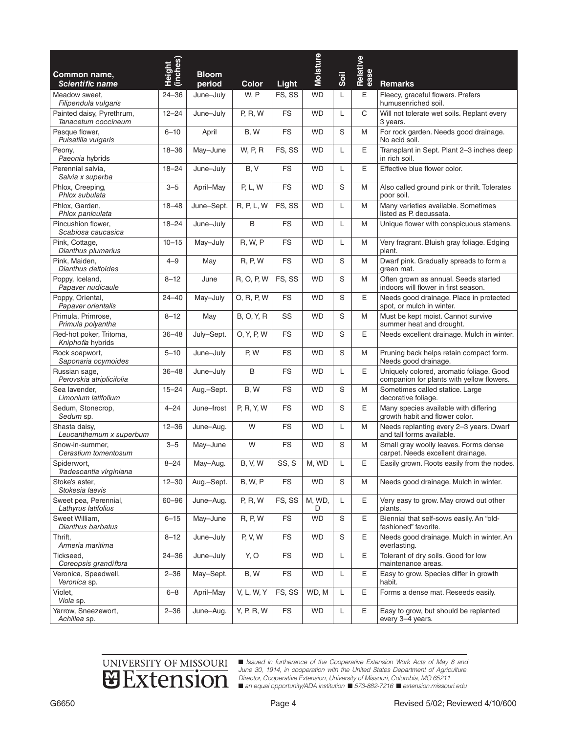| Common name, *Scientific name* | Height (inches) | Bloom period | Color | Light | Moisture | Soil | Relative ease | Remarks |
|---|---|---|---|---|---|---|---|---|
| Meadow sweet, *Filipendula vulgaris* | 24–36 | June–July | W, P | FS, SS | WD | L | E | Fleecy, graceful flowers. Prefers humusenriched soil. |
| Painted daisy, Pyrethrum, *Tanacetum coccineum* | 12–24 | June–July | P, R, W | FS | WD | L | C | Will not tolerate wet soils. Replant every 3 years. |
| Pasque flower, *Pulsatilla vulgaris* | 6–10 | April | B, W | FS | WD | S | M | For rock garden. Needs good drainage. No acid soil. |
| Peony, *Paeonia* hybrids | 18–36 | May–June | W, P, R | FS, SS | WD | L | E | Transplant in Sept. Plant 2–3 inches deep in rich soil. |
| Perennial salvia, *Salvia x superba* | 18–24 | June–July | B, V | FS | WD | L | E | Effective blue flower color. |
| Phlox, Creeping, *Phlox subulata* | 3–5 | April–May | P, L, W | FS | WD | S | M | Also called ground pink or thrift. Tolerates poor soil. |
| Phlox, Garden, *Phlox paniculata* | 18–48 | June–Sept. | R, P, L, W | FS, SS | WD | L | M | Many varieties available. Sometimes listed as P. decussata. |
| Pincushion flower, *Scabiosa caucasica* | 18–24 | June–July | B | FS | WD | L | M | Unique flower with conspicuous stamens. |
| Pink, Cottage, *Dianthus plumarius* | 10–15 | May–July | R, W, P | FS | WD | L | M | Very fragrant. Bluish gray foliage. Edging plant. |
| Pink, Maiden, *Dianthus deltoides* | 4–9 | May | R, P, W | FS | WD | S | M | Dwarf pink. Gradually spreads to form a green mat. |
| Poppy, Iceland, *Papaver nudicaule* | 8–12 | June | R, O, P, W | FS, SS | WD | S | M | Often grown as annual. Seeds started indoors will flower in first season. |
| Poppy, Oriental, *Papaver orientalis* | 24–40 | May–July | O, R, P, W | FS | WD | S | E | Needs good drainage. Place in protected spot, or mulch in winter. |
| Primula, Primrose, *Primula polyantha* | 8–12 | May | B, O, Y, R | SS | WD | S | M | Must be kept moist. Cannot survive summer heat and drought. |
| Red-hot poker, Tritoma, *Kniphofia* hybrids | 36–48 | July–Sept. | O, Y, P, W | FS | WD | S | E | Needs excellent drainage. Mulch in winter. |
| Rock soapwort, *Saponaria ocymoides* | 5–10 | June–July | P, W | FS | WD | S | M | Pruning back helps retain compact form. Needs good drainage. |
| Russian sage, *Perovskia atriplicifolia* | 36–48 | June–July | B | FS | WD | L | E | Uniquely colored, aromatic foliage. Good companion for plants with yellow flowers. |
| Sea lavender, *Limonium latifolium* | 15–24 | Aug.–Sept. | B, W | FS | WD | S | M | Sometimes called statice. Large decorative foliage. |
| Sedum, Stonecrop, *Sedum* sp. | 4–24 | June–frost | P, R, Y, W | FS | WD | S | E | Many species available with differing growth habit and flower color. |
| Shasta daisy, *Leucanthemum x superbum* | 12–36 | June–Aug. | W | FS | WD | L | M | Needs replanting every 2–3 years. Dwarf and tall forms available. |
| Snow-in-summer, *Cerastium tomentosum* | 3–5 | May–June | W | FS | WD | S | M | Small gray woolly leaves. Forms dense carpet. Needs excellent drainage. |
| Spiderwort, *Tradescantia virginiana* | 8–24 | May–Aug. | B, V, W | SS, S | M, WD | L | E | Easily grown. Roots easily from the nodes. |
| Stoke's aster, *Stokesia laevis* | 12–30 | Aug.–Sept. | B, W, P | FS | WD | S | M | Needs good drainage. Mulch in winter. |
| Sweet pea, Perennial, *Lathyrus latifolius* | 60–96 | June–Aug. | P, R, W | FS, SS | M, WD, D | L | E | Very easy to grow. May crowd out other plants. |
| Sweet William, *Dianthus barbatus* | 6–15 | May–June | R, P, W | FS | WD | S | E | Biennial that self-sows easily. An "old-fashioned" favorite. |
| Thrift, *Armeria maritima* | 8–12 | June–July | P, V, W | FS | WD | S | E | Needs good drainage. Mulch in winter. An everlasting. |
| Tickseed, *Coreopsis grandiflora* | 24–36 | June–July | Y, O | FS | WD | L | E | Tolerant of dry soils. Good for low maintenance areas. |
| Veronica, Speedwell, *Veronica* sp. | 2–36 | May–Sept. | B, W | FS | WD | L | E | Easy to grow. Species differ in growth habit. |
| Violet, *Viola* sp. | 6–8 | April–May | V, L, W, Y | FS, SS | WD, M | L | E | Forms a dense mat. Reseeds easily. |
| Yarrow, Sneezewort, *Achillea* sp. | 2–36 | June–Aug. | Y, P, R, W | FS | WD | L | E | Easy to grow, but should be replanted every 3–4 years. |

UNIVERSITY OF MISSOURI Extension

■ *Issued in furtherance of the Cooperative Extension Work Acts of May 8 and June 30, 1914, in cooperation with the United States Department of Agriculture. Director, Cooperative Extension, University of Missouri, Columbia, MO 65211*
■ *an equal opportunity/ADA institution* ■ *573-882-7216* ■ *extension.missouri.edu*

G6650 Revised 5/02; Reviewed 4/10/600